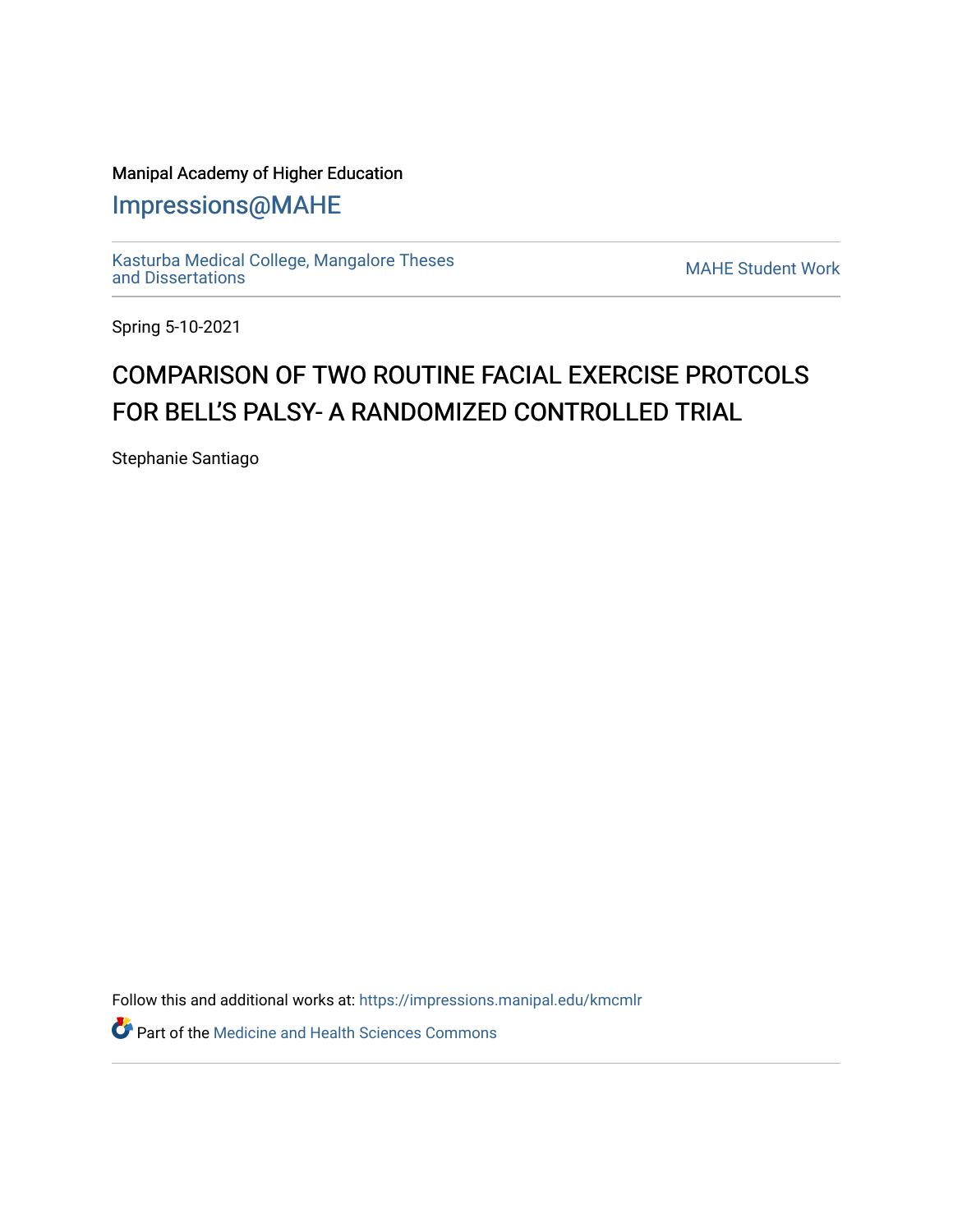Manipal Academy of Higher Education

# Impressions@MAHE

Kasturba Medical College, Mangalore Theses and Dissertations

MAHE Student Work

Spring 5-10-2021

# COMPARISON OF TWO ROUTINE FACIAL EXERCISE PROTCOLS FOR BELL'S PALSY- A RANDOMIZED CONTROLLED TRIAL

Stephanie Santiago

Follow this and additional works at: https://impressions.manipal.edu/kmcmlr

Part of the Medicine and Health Sciences Commons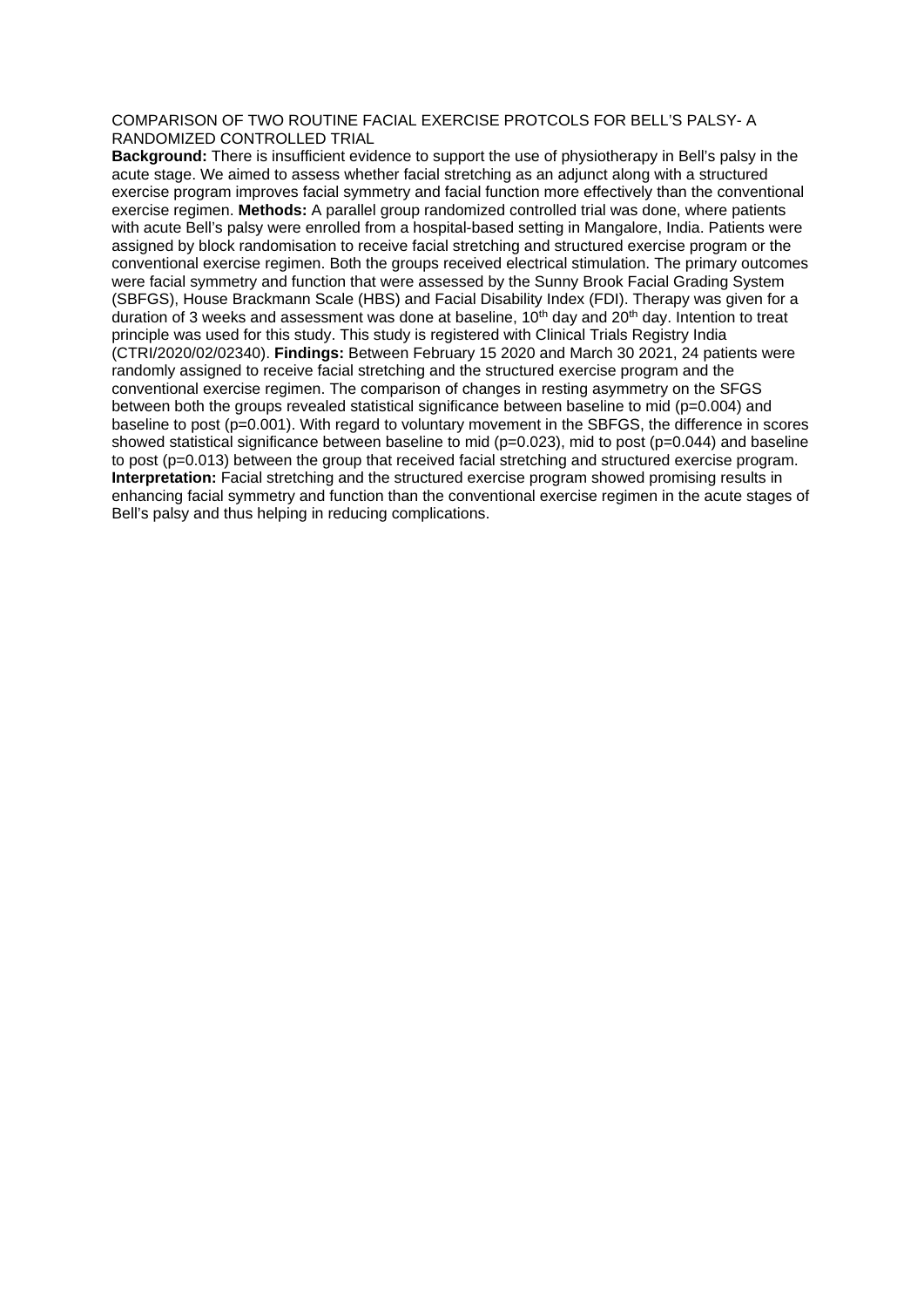COMPARISON OF TWO ROUTINE FACIAL EXERCISE PROTCOLS FOR BELL'S PALSY- A RANDOMIZED CONTROLLED TRIAL

**Background:** There is insufficient evidence to support the use of physiotherapy in Bell's palsy in the acute stage. We aimed to assess whether facial stretching as an adjunct along with a structured exercise program improves facial symmetry and facial function more effectively than the conventional exercise regimen. **Methods:** A parallel group randomized controlled trial was done, where patients with acute Bell's palsy were enrolled from a hospital-based setting in Mangalore, India. Patients were assigned by block randomisation to receive facial stretching and structured exercise program or the conventional exercise regimen. Both the groups received electrical stimulation. The primary outcomes were facial symmetry and function that were assessed by the Sunny Brook Facial Grading System (SBFGS), House Brackmann Scale (HBS) and Facial Disability Index (FDI). Therapy was given for a duration of 3 weeks and assessment was done at baseline, 10th day and 20th day. Intention to treat principle was used for this study. This study is registered with Clinical Trials Registry India (CTRI/2020/02/02340). **Findings:** Between February 15 2020 and March 30 2021, 24 patients were randomly assigned to receive facial stretching and the structured exercise program and the conventional exercise regimen. The comparison of changes in resting asymmetry on the SFGS between both the groups revealed statistical significance between baseline to mid ($p=0.004$) and baseline to post ($p=0.001$). With regard to voluntary movement in the SBFGS, the difference in scores showed statistical significance between baseline to mid ($p=0.023$), mid to post ($p=0.044$) and baseline to post ($p=0.013$) between the group that received facial stretching and structured exercise program. **Interpretation:** Facial stretching and the structured exercise program showed promising results in enhancing facial symmetry and function than the conventional exercise regimen in the acute stages of Bell's palsy and thus helping in reducing complications.